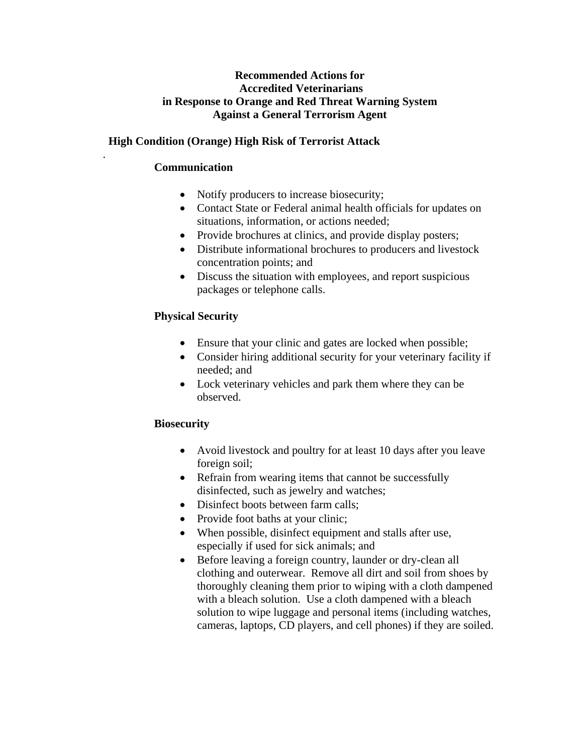# Recommended Actions for Accredited Veterinarians in Response to Orange and Red Threat Warning System Against a General Terrorism Agent

## High Condition (Orange) High Risk of Terrorist Attack

### Communication

- Notify producers to increase biosecurity;
- Contact State or Federal animal health officials for updates on situations, information, or actions needed;
- Provide brochures at clinics, and provide display posters;
- Distribute informational brochures to producers and livestock concentration points; and
- Discuss the situation with employees, and report suspicious packages or telephone calls.

### Physical Security

- Ensure that your clinic and gates are locked when possible;
- Consider hiring additional security for your veterinary facility if needed; and
- Lock veterinary vehicles and park them where they can be observed.

### Biosecurity

- Avoid livestock and poultry for at least 10 days after you leave foreign soil;
- Refrain from wearing items that cannot be successfully disinfected, such as jewelry and watches;
- Disinfect boots between farm calls;
- Provide foot baths at your clinic;
- When possible, disinfect equipment and stalls after use, especially if used for sick animals; and
- Before leaving a foreign country, launder or dry-clean all clothing and outerwear. Remove all dirt and soil from shoes by thoroughly cleaning them prior to wiping with a cloth dampened with a bleach solution. Use a cloth dampened with a bleach solution to wipe luggage and personal items (including watches, cameras, laptops, CD players, and cell phones) if they are soiled.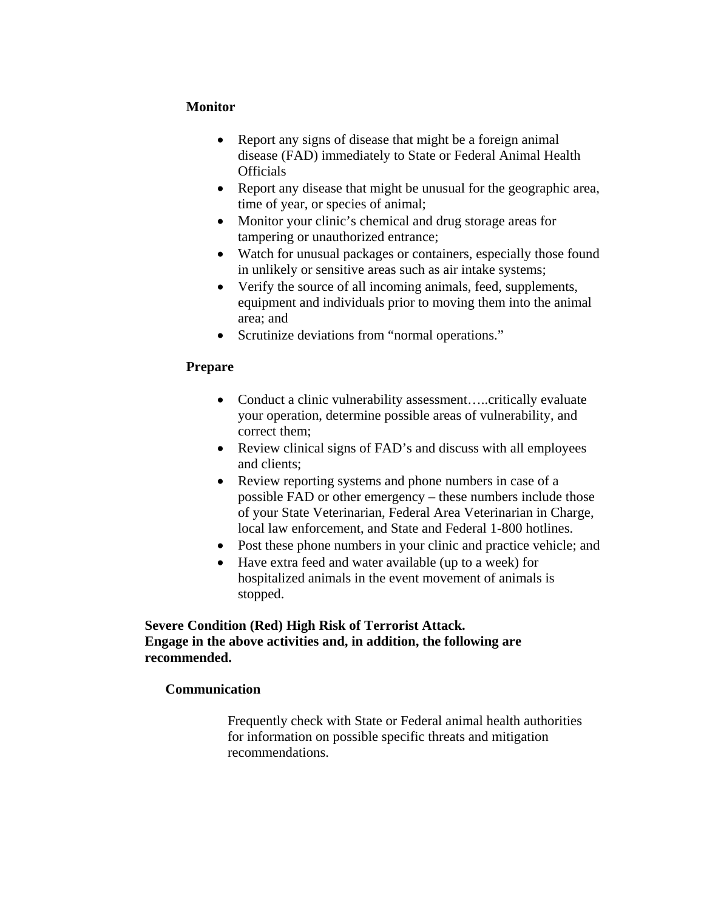**Monitor**

- Report any signs of disease that might be a foreign animal disease (FAD) immediately to State or Federal Animal Health Officials
- Report any disease that might be unusual for the geographic area, time of year, or species of animal;
- Monitor your clinic's chemical and drug storage areas for tampering or unauthorized entrance;
- Watch for unusual packages or containers, especially those found in unlikely or sensitive areas such as air intake systems;
- Verify the source of all incoming animals, feed, supplements, equipment and individuals prior to moving them into the animal area; and
- Scrutinize deviations from "normal operations."

**Prepare**

- Conduct a clinic vulnerability assessment…..critically evaluate your operation, determine possible areas of vulnerability, and correct them;
- Review clinical signs of FAD's and discuss with all employees and clients;
- Review reporting systems and phone numbers in case of a possible FAD or other emergency – these numbers include those of your State Veterinarian, Federal Area Veterinarian in Charge, local law enforcement, and State and Federal 1-800 hotlines.
- Post these phone numbers in your clinic and practice vehicle; and
- Have extra feed and water available (up to a week) for hospitalized animals in the event movement of animals is stopped.

**Severe Condition (Red) High Risk of Terrorist Attack.**
**Engage in the above activities and, in addition, the following are recommended.**

**Communication**

Frequently check with State or Federal animal health authorities for information on possible specific threats and mitigation recommendations.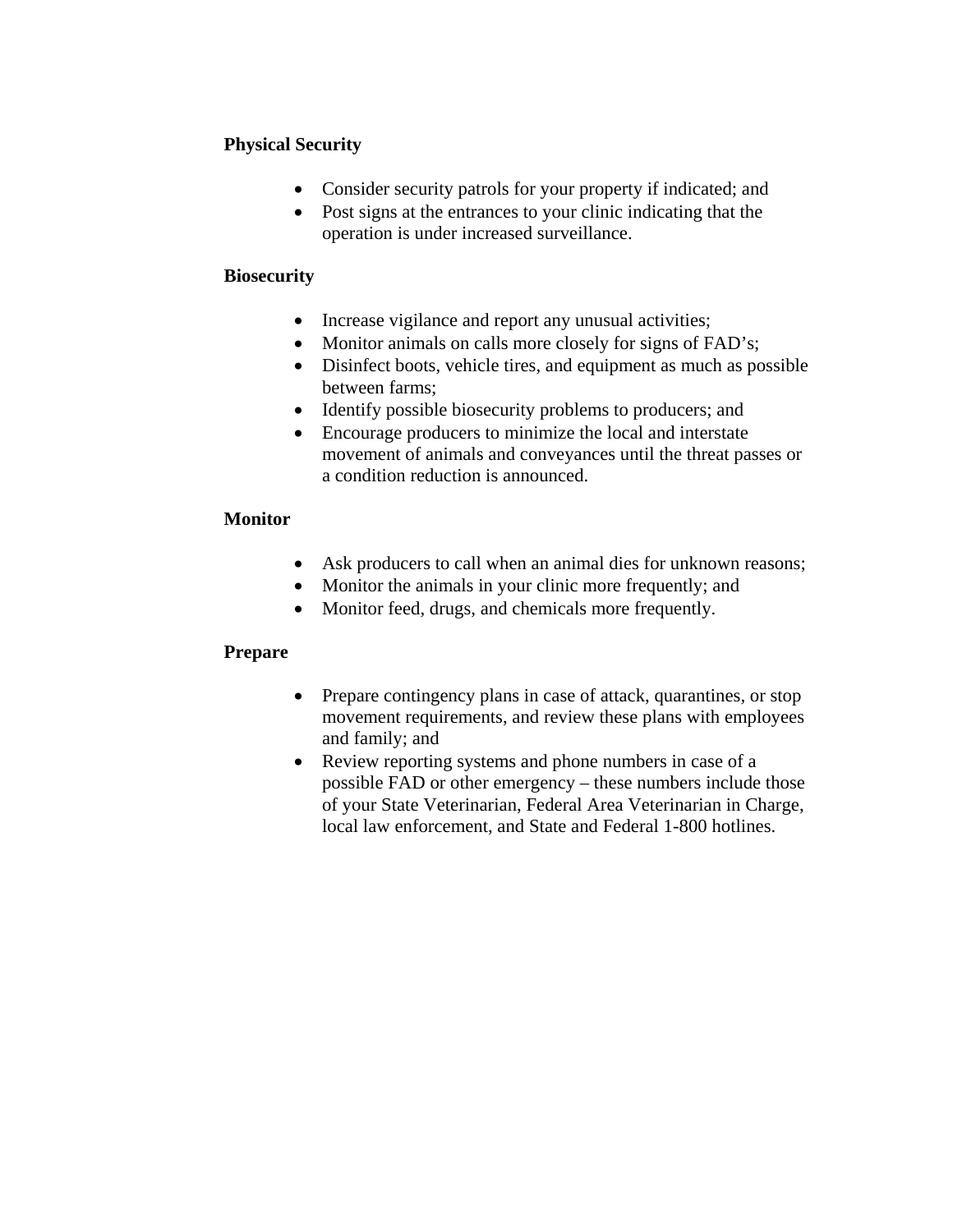**Physical Security**

- Consider security patrols for your property if indicated; and
- Post signs at the entrances to your clinic indicating that the operation is under increased surveillance.

**Biosecurity**

- Increase vigilance and report any unusual activities;
- Monitor animals on calls more closely for signs of FAD's;
- Disinfect boots, vehicle tires, and equipment as much as possible between farms;
- Identify possible biosecurity problems to producers; and
- Encourage producers to minimize the local and interstate movement of animals and conveyances until the threat passes or a condition reduction is announced.

**Monitor**

- Ask producers to call when an animal dies for unknown reasons;
- Monitor the animals in your clinic more frequently; and
- Monitor feed, drugs, and chemicals more frequently.

**Prepare**

- Prepare contingency plans in case of attack, quarantines, or stop movement requirements, and review these plans with employees and family; and
- Review reporting systems and phone numbers in case of a possible FAD or other emergency – these numbers include those of your State Veterinarian, Federal Area Veterinarian in Charge, local law enforcement, and State and Federal 1-800 hotlines.